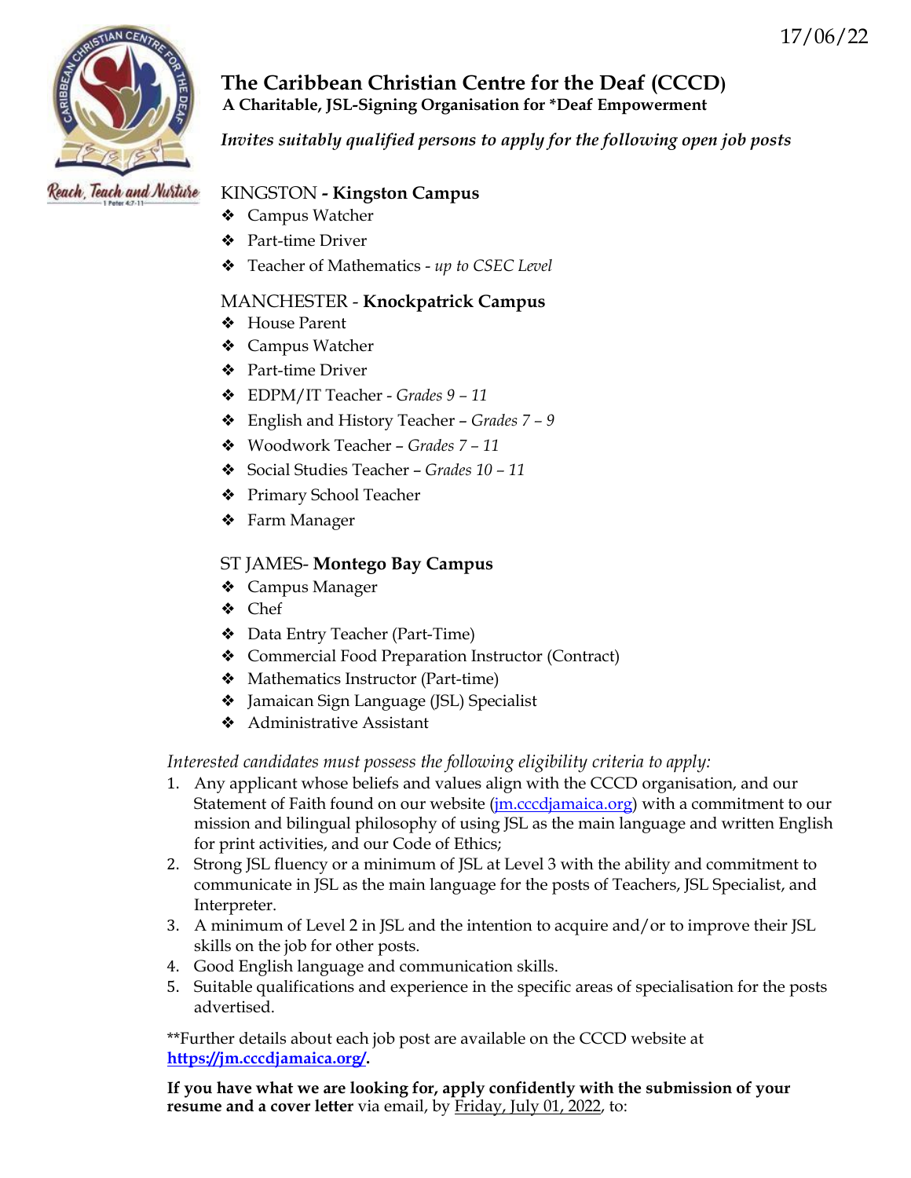17/06/22

# The Caribbean Christian Centre for the Deaf (CCCD)

**A Charitable, JSL-Signing Organisation for *Deaf Empowerment**

*Invites suitably qualified persons to apply for the following open job posts*

Reach, Teach and Nurture
1 Peter 4:7-11

## KINGSTON - **Kingston Campus**

- Campus Watcher
- Part-time Driver
- Teacher of Mathematics - *up to CSEC Level*

## MANCHESTER - **Knockpatrick Campus**

- House Parent
- Campus Watcher
- Part-time Driver
- EDPM/IT Teacher - *Grades 9 – 11*
- English and History Teacher – *Grades 7 – 9*
- Woodwork Teacher – *Grades 7 – 11*
- Social Studies Teacher – *Grades 10 – 11*
- Primary School Teacher
- Farm Manager

## ST JAMES- **Montego Bay Campus**

- Campus Manager
- Chef
- Data Entry Teacher (Part-Time)
- Commercial Food Preparation Instructor (Contract)
- Mathematics Instructor (Part-time)
- Jamaican Sign Language (JSL) Specialist
- Administrative Assistant

*Interested candidates must possess the following eligibility criteria to apply:*

1. Any applicant whose beliefs and values align with the CCCD organisation, and our Statement of Faith found on our website (jm.cccdjamaica.org) with a commitment to our mission and bilingual philosophy of using JSL as the main language and written English for print activities, and our Code of Ethics;
2. Strong JSL fluency or a minimum of JSL at Level 3 with the ability and commitment to communicate in JSL as the main language for the posts of Teachers, JSL Specialist, and Interpreter.
3. A minimum of Level 2 in JSL and the intention to acquire and/or to improve their JSL skills on the job for other posts.
4. Good English language and communication skills.
5. Suitable qualifications and experience in the specific areas of specialisation for the posts advertised.

**Further details about each job post are available on the CCCD website at **https://jm.cccdjamaica.org/**.

**If you have what we are looking for, apply confidently with the submission of your resume and a cover letter** via email, by Friday, July 01, 2022, to: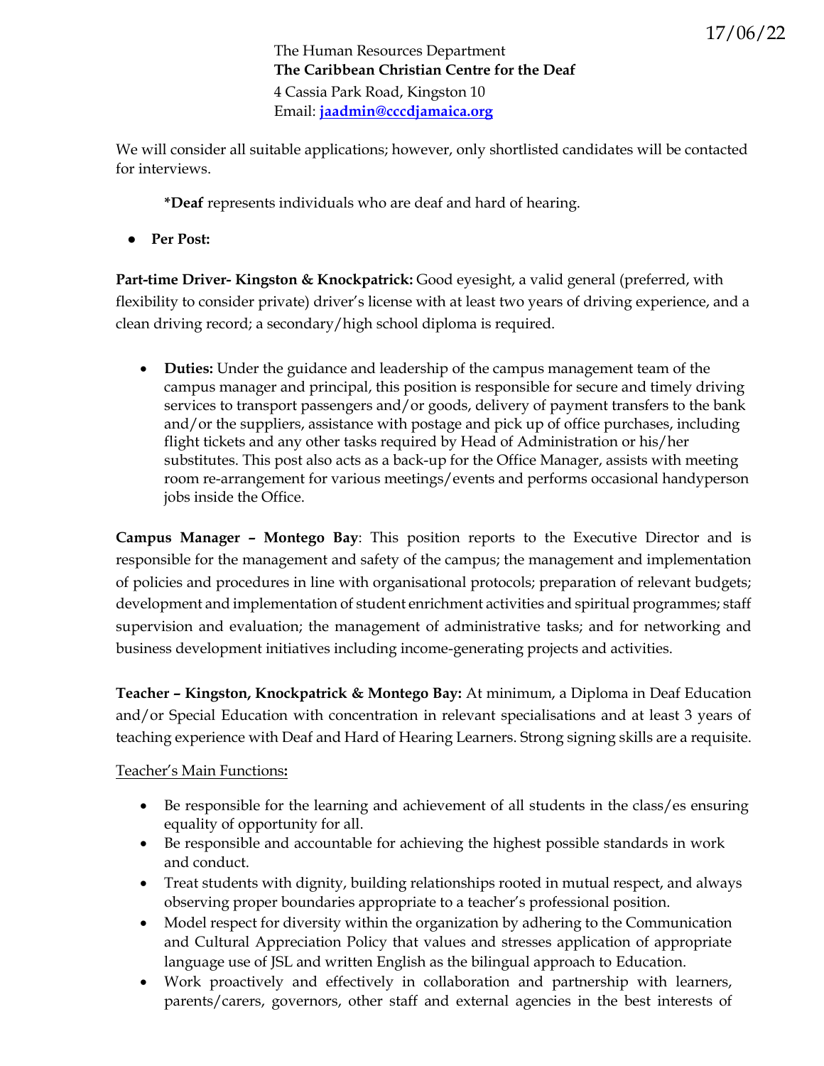17/06/22

The Human Resources Department
**The Caribbean Christian Centre for the Deaf**
4 Cassia Park Road, Kingston 10
Email: **jaadmin@cccdjamaica.org**

We will consider all suitable applications; however, only shortlisted candidates will be contacted for interviews.

**\*Deaf** represents individuals who are deaf and hard of hearing.

- **Per Post:**

**Part-time Driver- Kingston & Knockpatrick:** Good eyesight, a valid general (preferred, with flexibility to consider private) driver's license with at least two years of driving experience, and a clean driving record; a secondary/high school diploma is required.

- **Duties:** Under the guidance and leadership of the campus management team of the campus manager and principal, this position is responsible for secure and timely driving services to transport passengers and/or goods, delivery of payment transfers to the bank and/or the suppliers, assistance with postage and pick up of office purchases, including flight tickets and any other tasks required by Head of Administration or his/her substitutes. This post also acts as a back-up for the Office Manager, assists with meeting room re-arrangement for various meetings/events and performs occasional handyperson jobs inside the Office.

**Campus Manager – Montego Bay**: This position reports to the Executive Director and is responsible for the management and safety of the campus; the management and implementation of policies and procedures in line with organisational protocols; preparation of relevant budgets; development and implementation of student enrichment activities and spiritual programmes; staff supervision and evaluation; the management of administrative tasks; and for networking and business development initiatives including income-generating projects and activities.

**Teacher – Kingston, Knockpatrick & Montego Bay:** At minimum, a Diploma in Deaf Education and/or Special Education with concentration in relevant specialisations and at least 3 years of teaching experience with Deaf and Hard of Hearing Learners. Strong signing skills are a requisite.

Teacher's Main Functions**:**

- Be responsible for the learning and achievement of all students in the class/es ensuring equality of opportunity for all.
- Be responsible and accountable for achieving the highest possible standards in work and conduct.
- Treat students with dignity, building relationships rooted in mutual respect, and always observing proper boundaries appropriate to a teacher's professional position.
- Model respect for diversity within the organization by adhering to the Communication and Cultural Appreciation Policy that values and stresses application of appropriate language use of JSL and written English as the bilingual approach to Education.
- Work proactively and effectively in collaboration and partnership with learners, parents/carers, governors, other staff and external agencies in the best interests of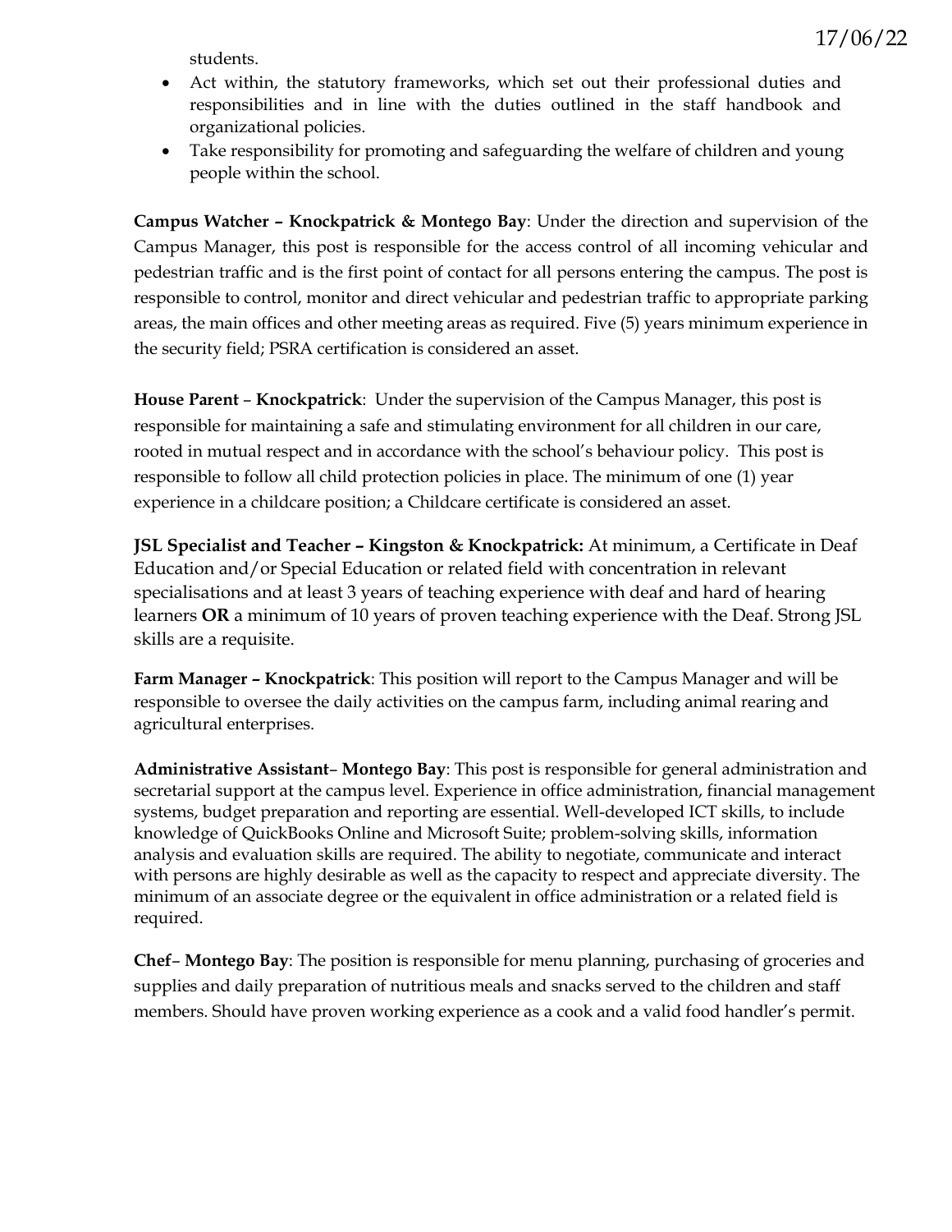students.

- Act within, the statutory frameworks, which set out their professional duties and responsibilities and in line with the duties outlined in the staff handbook and organizational policies.
- Take responsibility for promoting and safeguarding the welfare of children and young people within the school.

**Campus Watcher – Knockpatrick & Montego Bay**: Under the direction and supervision of the Campus Manager, this post is responsible for the access control of all incoming vehicular and pedestrian traffic and is the first point of contact for all persons entering the campus. The post is responsible to control, monitor and direct vehicular and pedestrian traffic to appropriate parking areas, the main offices and other meeting areas as required. Five (5) years minimum experience in the security field; PSRA certification is considered an asset.

**House Parent** – **Knockpatrick**: Under the supervision of the Campus Manager, this post is responsible for maintaining a safe and stimulating environment for all children in our care, rooted in mutual respect and in accordance with the school's behaviour policy. This post is responsible to follow all child protection policies in place. The minimum of one (1) year experience in a childcare position; a Childcare certificate is considered an asset.

**JSL Specialist and Teacher – Kingston & Knockpatrick:** At minimum, a Certificate in Deaf Education and/or Special Education or related field with concentration in relevant specialisations and at least 3 years of teaching experience with deaf and hard of hearing learners **OR** a minimum of 10 years of proven teaching experience with the Deaf. Strong JSL skills are a requisite.

**Farm Manager – Knockpatrick**: This position will report to the Campus Manager and will be responsible to oversee the daily activities on the campus farm, including animal rearing and agricultural enterprises.

**Administrative Assistant– Montego Bay**: This post is responsible for general administration and secretarial support at the campus level. Experience in office administration, financial management systems, budget preparation and reporting are essential. Well-developed ICT skills, to include knowledge of QuickBooks Online and Microsoft Suite; problem-solving skills, information analysis and evaluation skills are required. The ability to negotiate, communicate and interact with persons are highly desirable as well as the capacity to respect and appreciate diversity. The minimum of an associate degree or the equivalent in office administration or a related field is required.

**Chef– Montego Bay**: The position is responsible for menu planning, purchasing of groceries and supplies and daily preparation of nutritious meals and snacks served to the children and staff members. Should have proven working experience as a cook and a valid food handler's permit.